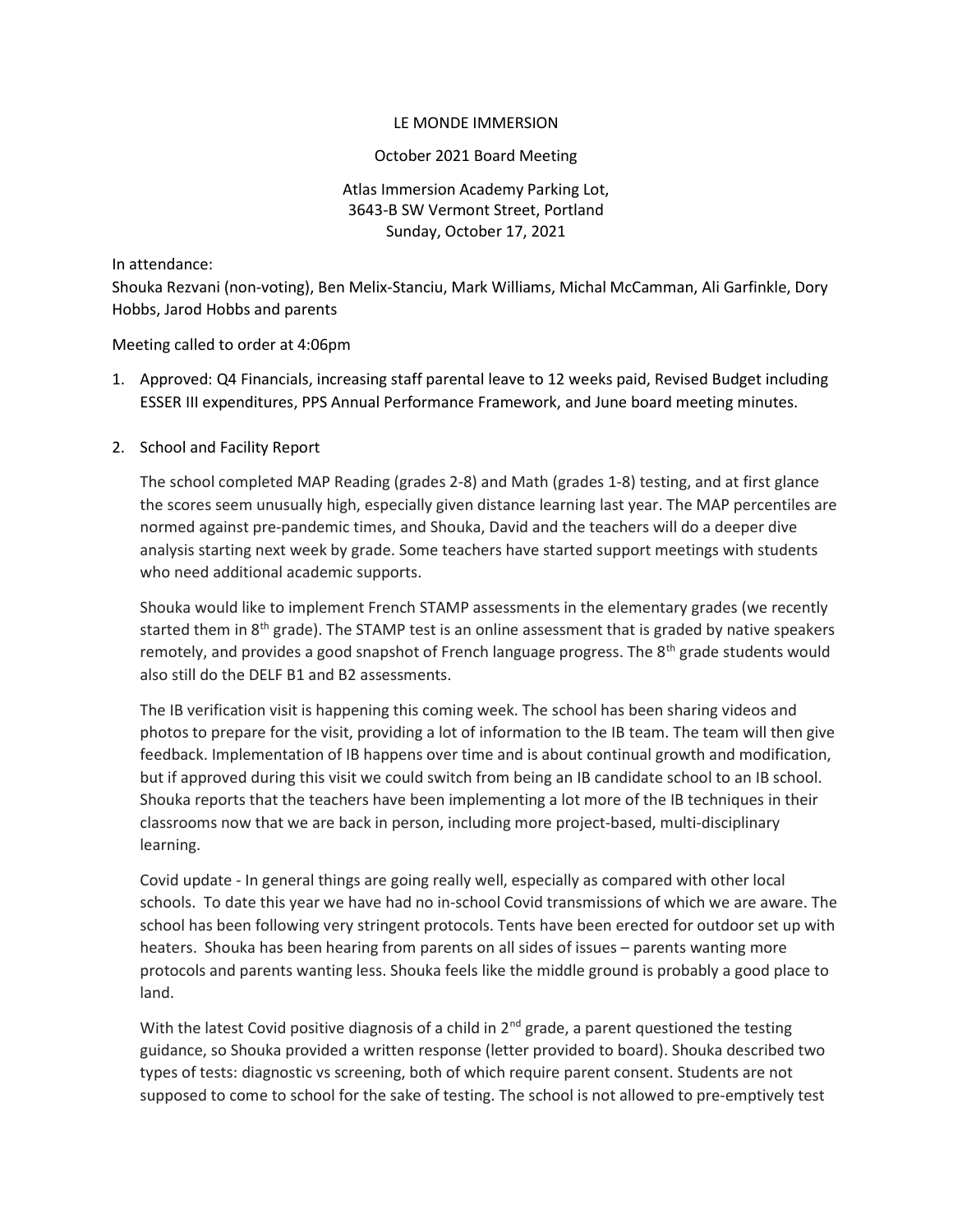LE MONDE IMMERSION

October 2021 Board Meeting

Atlas Immersion Academy Parking Lot,
3643-B SW Vermont Street, Portland
Sunday, October 17, 2021

In attendance:
Shouka Rezvani (non-voting), Ben Melix-Stanciu, Mark Williams, Michal McCamman, Ali Garfinkle, Dory Hobbs, Jarod Hobbs and parents

Meeting called to order at 4:06pm

1. Approved: Q4 Financials, increasing staff parental leave to 12 weeks paid, Revised Budget including ESSER III expenditures, PPS Annual Performance Framework, and June board meeting minutes.

2. School and Facility Report

   The school completed MAP Reading (grades 2-8) and Math (grades 1-8) testing, and at first glance the scores seem unusually high, especially given distance learning last year. The MAP percentiles are normed against pre-pandemic times, and Shouka, David and the teachers will do a deeper dive analysis starting next week by grade. Some teachers have started support meetings with students who need additional academic supports.

   Shouka would like to implement French STAMP assessments in the elementary grades (we recently started them in 8th grade). The STAMP test is an online assessment that is graded by native speakers remotely, and provides a good snapshot of French language progress. The 8th grade students would also still do the DELF B1 and B2 assessments.

   The IB verification visit is happening this coming week. The school has been sharing videos and photos to prepare for the visit, providing a lot of information to the IB team. The team will then give feedback. Implementation of IB happens over time and is about continual growth and modification, but if approved during this visit we could switch from being an IB candidate school to an IB school. Shouka reports that the teachers have been implementing a lot more of the IB techniques in their classrooms now that we are back in person, including more project-based, multi-disciplinary learning.

   Covid update - In general things are going really well, especially as compared with other local schools. To date this year we have had no in-school Covid transmissions of which we are aware. The school has been following very stringent protocols. Tents have been erected for outdoor set up with heaters. Shouka has been hearing from parents on all sides of issues – parents wanting more protocols and parents wanting less. Shouka feels like the middle ground is probably a good place to land.

   With the latest Covid positive diagnosis of a child in 2nd grade, a parent questioned the testing guidance, so Shouka provided a written response (letter provided to board). Shouka described two types of tests: diagnostic vs screening, both of which require parent consent. Students are not supposed to come to school for the sake of testing. The school is not allowed to pre-emptively test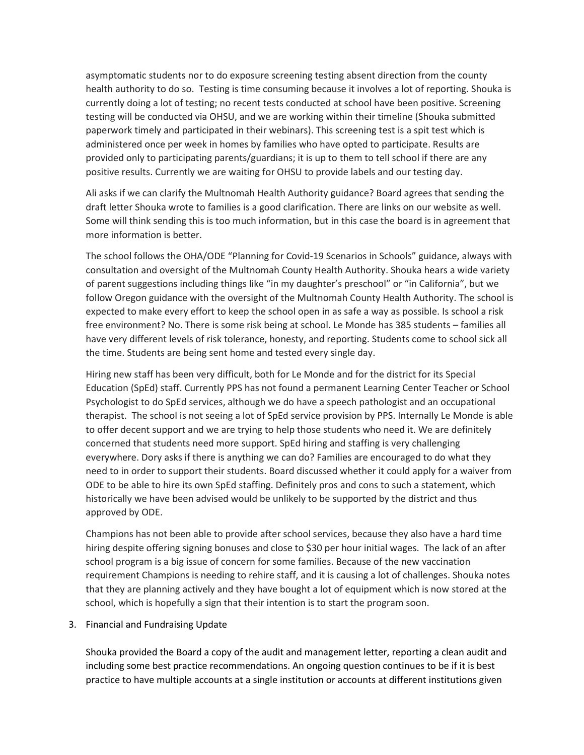asymptomatic students nor to do exposure screening testing absent direction from the county health authority to do so.  Testing is time consuming because it involves a lot of reporting. Shouka is currently doing a lot of testing; no recent tests conducted at school have been positive. Screening testing will be conducted via OHSU, and we are working within their timeline (Shouka submitted paperwork timely and participated in their webinars). This screening test is a spit test which is administered once per week in homes by families who have opted to participate. Results are provided only to participating parents/guardians; it is up to them to tell school if there are any positive results. Currently we are waiting for OHSU to provide labels and our testing day.

Ali asks if we can clarify the Multnomah Health Authority guidance? Board agrees that sending the draft letter Shouka wrote to families is a good clarification. There are links on our website as well. Some will think sending this is too much information, but in this case the board is in agreement that more information is better.

The school follows the OHA/ODE "Planning for Covid-19 Scenarios in Schools" guidance, always with consultation and oversight of the Multnomah County Health Authority. Shouka hears a wide variety of parent suggestions including things like "in my daughter's preschool" or "in California", but we follow Oregon guidance with the oversight of the Multnomah County Health Authority. The school is expected to make every effort to keep the school open in as safe a way as possible. Is school a risk free environment? No. There is some risk being at school. Le Monde has 385 students – families all have very different levels of risk tolerance, honesty, and reporting. Students come to school sick all the time. Students are being sent home and tested every single day.

Hiring new staff has been very difficult, both for Le Monde and for the district for its Special Education (SpEd) staff. Currently PPS has not found a permanent Learning Center Teacher or School Psychologist to do SpEd services, although we do have a speech pathologist and an occupational therapist.  The school is not seeing a lot of SpEd service provision by PPS. Internally Le Monde is able to offer decent support and we are trying to help those students who need it. We are definitely concerned that students need more support. SpEd hiring and staffing is very challenging everywhere. Dory asks if there is anything we can do? Families are encouraged to do what they need to in order to support their students. Board discussed whether it could apply for a waiver from ODE to be able to hire its own SpEd staffing. Definitely pros and cons to such a statement, which historically we have been advised would be unlikely to be supported by the district and thus approved by ODE.

Champions has not been able to provide after school services, because they also have a hard time hiring despite offering signing bonuses and close to $30 per hour initial wages.  The lack of an after school program is a big issue of concern for some families. Because of the new vaccination requirement Champions is needing to rehire staff, and it is causing a lot of challenges. Shouka notes that they are planning actively and they have bought a lot of equipment which is now stored at the school, which is hopefully a sign that their intention is to start the program soon.

3. Financial and Fundraising Update

   Shouka provided the Board a copy of the audit and management letter, reporting a clean audit and including some best practice recommendations. An ongoing question continues to be if it is best practice to have multiple accounts at a single institution or accounts at different institutions given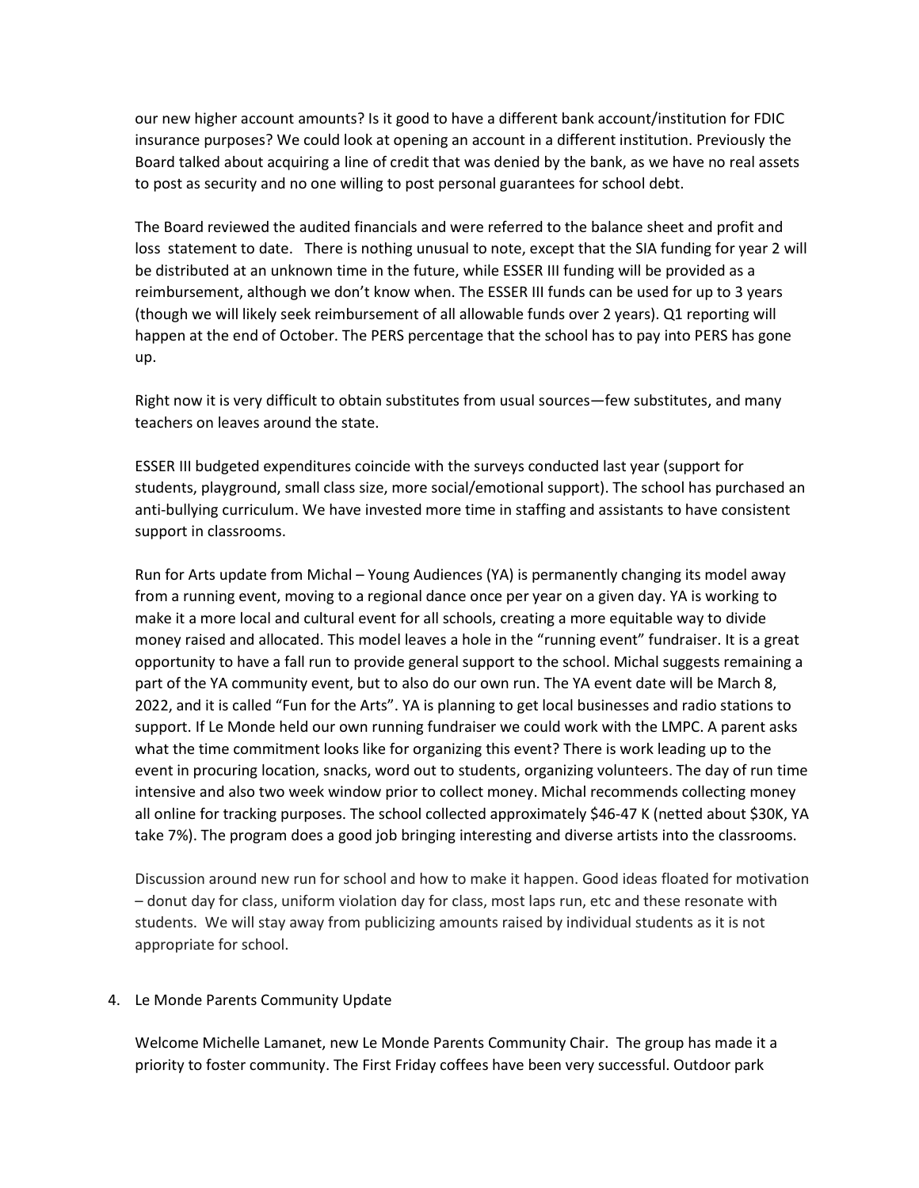our new higher account amounts? Is it good to have a different bank account/institution for FDIC insurance purposes? We could look at opening an account in a different institution. Previously the Board talked about acquiring a line of credit that was denied by the bank, as we have no real assets to post as security and no one willing to post personal guarantees for school debt.

The Board reviewed the audited financials and were referred to the balance sheet and profit and loss statement to date. There is nothing unusual to note, except that the SIA funding for year 2 will be distributed at an unknown time in the future, while ESSER III funding will be provided as a reimbursement, although we don't know when. The ESSER III funds can be used for up to 3 years (though we will likely seek reimbursement of all allowable funds over 2 years). Q1 reporting will happen at the end of October. The PERS percentage that the school has to pay into PERS has gone up.

Right now it is very difficult to obtain substitutes from usual sources—few substitutes, and many teachers on leaves around the state.

ESSER III budgeted expenditures coincide with the surveys conducted last year (support for students, playground, small class size, more social/emotional support). The school has purchased an anti-bullying curriculum. We have invested more time in staffing and assistants to have consistent support in classrooms.

Run for Arts update from Michal – Young Audiences (YA) is permanently changing its model away from a running event, moving to a regional dance once per year on a given day. YA is working to make it a more local and cultural event for all schools, creating a more equitable way to divide money raised and allocated. This model leaves a hole in the "running event" fundraiser. It is a great opportunity to have a fall run to provide general support to the school. Michal suggests remaining a part of the YA community event, but to also do our own run. The YA event date will be March 8, 2022, and it is called "Fun for the Arts". YA is planning to get local businesses and radio stations to support. If Le Monde held our own running fundraiser we could work with the LMPC. A parent asks what the time commitment looks like for organizing this event? There is work leading up to the event in procuring location, snacks, word out to students, organizing volunteers. The day of run time intensive and also two week window prior to collect money. Michal recommends collecting money all online for tracking purposes. The school collected approximately $46-47 K (netted about $30K, YA take 7%). The program does a good job bringing interesting and diverse artists into the classrooms.

Discussion around new run for school and how to make it happen. Good ideas floated for motivation – donut day for class, uniform violation day for class, most laps run, etc and these resonate with students. We will stay away from publicizing amounts raised by individual students as it is not appropriate for school.

4. Le Monde Parents Community Update

   Welcome Michelle Lamanet, new Le Monde Parents Community Chair. The group has made it a priority to foster community. The First Friday coffees have been very successful. Outdoor park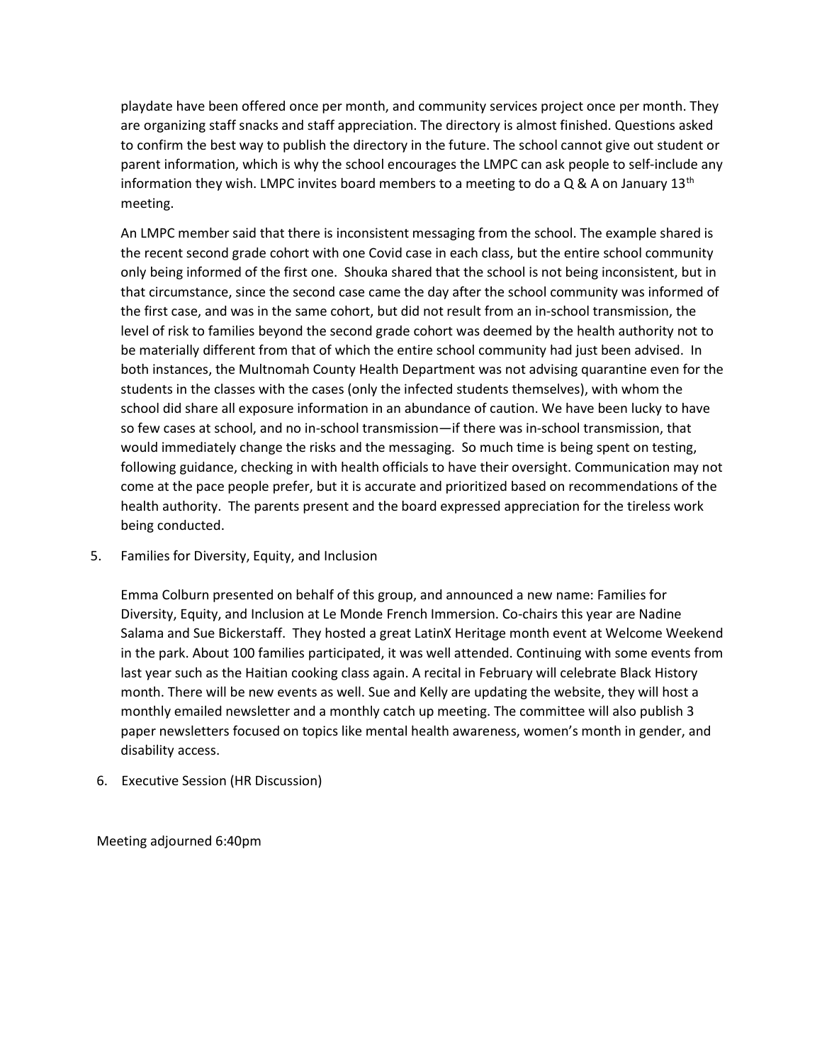playdate have been offered once per month, and community services project once per month. They are organizing staff snacks and staff appreciation. The directory is almost finished. Questions asked to confirm the best way to publish the directory in the future. The school cannot give out student or parent information, which is why the school encourages the LMPC can ask people to self-include any information they wish. LMPC invites board members to a meeting to do a Q & A on January 13th meeting.

An LMPC member said that there is inconsistent messaging from the school. The example shared is the recent second grade cohort with one Covid case in each class, but the entire school community only being informed of the first one. Shouka shared that the school is not being inconsistent, but in that circumstance, since the second case came the day after the school community was informed of the first case, and was in the same cohort, but did not result from an in-school transmission, the level of risk to families beyond the second grade cohort was deemed by the health authority not to be materially different from that of which the entire school community had just been advised. In both instances, the Multnomah County Health Department was not advising quarantine even for the students in the classes with the cases (only the infected students themselves), with whom the school did share all exposure information in an abundance of caution. We have been lucky to have so few cases at school, and no in-school transmission—if there was in-school transmission, that would immediately change the risks and the messaging. So much time is being spent on testing, following guidance, checking in with health officials to have their oversight. Communication may not come at the pace people prefer, but it is accurate and prioritized based on recommendations of the health authority. The parents present and the board expressed appreciation for the tireless work being conducted.

5. Families for Diversity, Equity, and Inclusion

   Emma Colburn presented on behalf of this group, and announced a new name: Families for Diversity, Equity, and Inclusion at Le Monde French Immersion. Co-chairs this year are Nadine Salama and Sue Bickerstaff. They hosted a great LatinX Heritage month event at Welcome Weekend in the park. About 100 families participated, it was well attended. Continuing with some events from last year such as the Haitian cooking class again. A recital in February will celebrate Black History month. There will be new events as well. Sue and Kelly are updating the website, they will host a monthly emailed newsletter and a monthly catch up meeting. The committee will also publish 3 paper newsletters focused on topics like mental health awareness, women's month in gender, and disability access.

6. Executive Session (HR Discussion)

Meeting adjourned 6:40pm